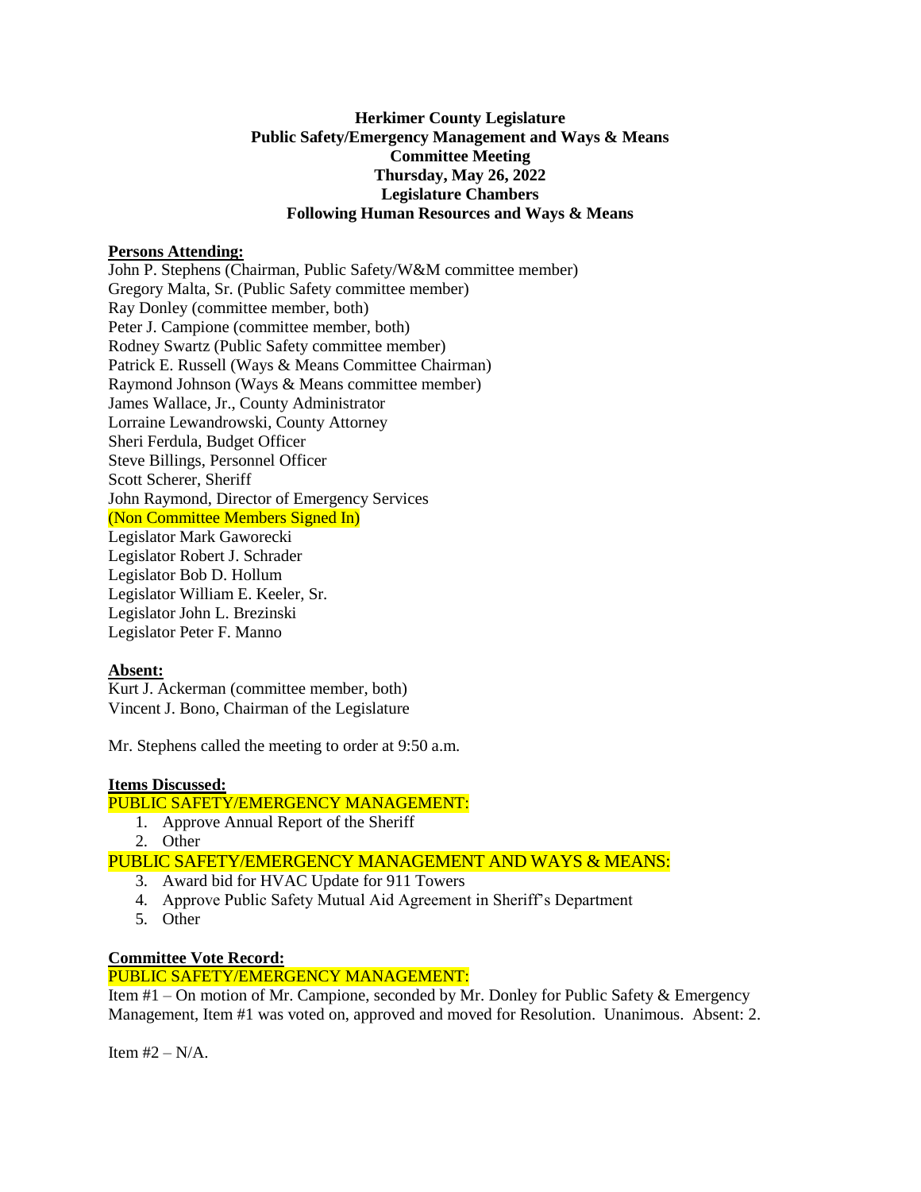**Herkimer County Legislature**
**Public Safety/Emergency Management and Ways & Means**
**Committee Meeting**
**Thursday, May 26, 2022**
**Legislature Chambers**
**Following Human Resources and Ways & Means**

**Persons Attending:**

John P. Stephens (Chairman, Public Safety/W&M committee member)
Gregory Malta, Sr. (Public Safety committee member)
Ray Donley (committee member, both)
Peter J. Campione (committee member, both)
Rodney Swartz (Public Safety committee member)
Patrick E. Russell (Ways & Means Committee Chairman)
Raymond Johnson (Ways & Means committee member)
James Wallace, Jr., County Administrator
Lorraine Lewandrowski, County Attorney
Sheri Ferdula, Budget Officer
Steve Billings, Personnel Officer
Scott Scherer, Sheriff
John Raymond, Director of Emergency Services
(Non Committee Members Signed In)
Legislator Mark Gaworecki
Legislator Robert J. Schrader
Legislator Bob D. Hollum
Legislator William E. Keeler, Sr.
Legislator John L. Brezinski
Legislator Peter F. Manno

**Absent:**

Kurt J. Ackerman (committee member, both)
Vincent J. Bono, Chairman of the Legislature

Mr. Stephens called the meeting to order at 9:50 a.m.

**Items Discussed:**

PUBLIC SAFETY/EMERGENCY MANAGEMENT:

1. Approve Annual Report of the Sheriff
2. Other

PUBLIC SAFETY/EMERGENCY MANAGEMENT AND WAYS & MEANS:

3. Award bid for HVAC Update for 911 Towers
4. Approve Public Safety Mutual Aid Agreement in Sheriff's Department
5. Other

**Committee Vote Record:**

PUBLIC SAFETY/EMERGENCY MANAGEMENT:

Item #1 – On motion of Mr. Campione, seconded by Mr. Donley for Public Safety & Emergency Management, Item #1 was voted on, approved and moved for Resolution. Unanimous. Absent: 2.

Item #2 – N/A.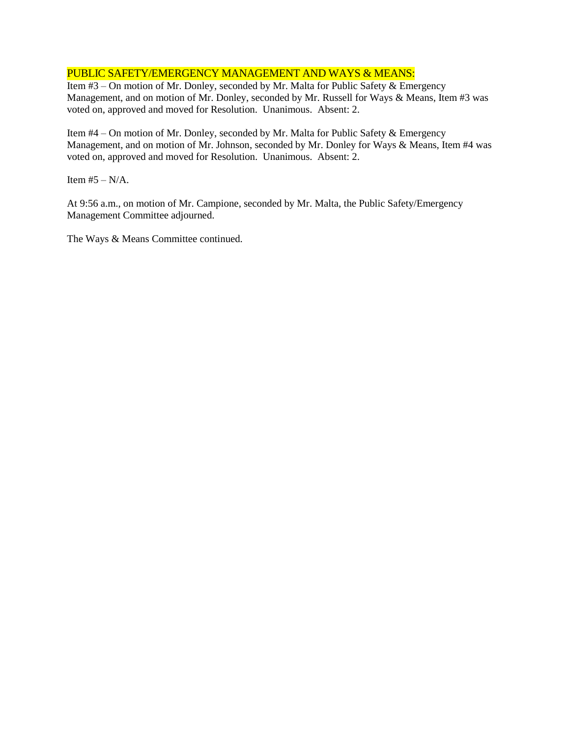PUBLIC SAFETY/EMERGENCY MANAGEMENT AND WAYS & MEANS:

Item #3 – On motion of Mr. Donley, seconded by Mr. Malta for Public Safety & Emergency Management, and on motion of Mr. Donley, seconded by Mr. Russell for Ways & Means, Item #3 was voted on, approved and moved for Resolution. Unanimous. Absent: 2.

Item #4 – On motion of Mr. Donley, seconded by Mr. Malta for Public Safety & Emergency Management, and on motion of Mr. Johnson, seconded by Mr. Donley for Ways & Means, Item #4 was voted on, approved and moved for Resolution. Unanimous. Absent: 2.

Item #5 – N/A.

At 9:56 a.m., on motion of Mr. Campione, seconded by Mr. Malta, the Public Safety/Emergency Management Committee adjourned.

The Ways & Means Committee continued.